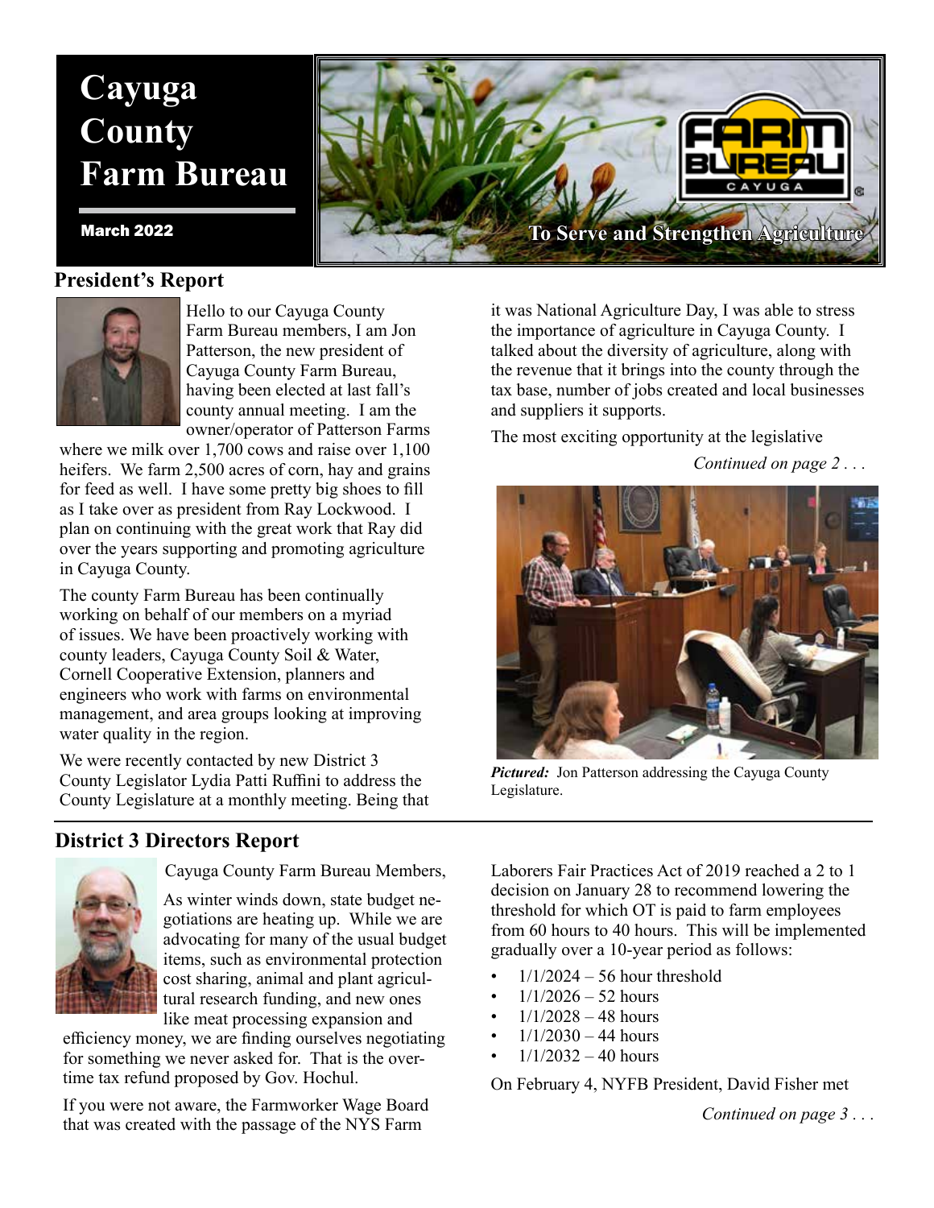# Cayuga County Farm Bureau

**March 2022**

To Serve and Strengthen Agriculture

## President's Report

Hello to our Cayuga County Farm Bureau members, I am Jon Patterson, the new president of Cayuga County Farm Bureau, having been elected at last fall's county annual meeting. I am the owner/operator of Patterson Farms where we milk over 1,700 cows and raise over 1,100 heifers. We farm 2,500 acres of corn, hay and grains for feed as well. I have some pretty big shoes to fill as I take over as president from Ray Lockwood. I plan on continuing with the great work that Ray did over the years supporting and promoting agriculture in Cayuga County.

The county Farm Bureau has been continually working on behalf of our members on a myriad of issues. We have been proactively working with county leaders, Cayuga County Soil & Water, Cornell Cooperative Extension, planners and engineers who work with farms on environmental management, and area groups looking at improving water quality in the region.

We were recently contacted by new District 3 County Legislator Lydia Patti Ruffini to address the County Legislature at a monthly meeting. Being that it was National Agriculture Day, I was able to stress the importance of agriculture in Cayuga County. I talked about the diversity of agriculture, along with the revenue that it brings into the county through the tax base, number of jobs created and local businesses and suppliers it supports.

The most exciting opportunity at the legislative

*Continued on page 2 . . .*

***Pictured:*** Jon Patterson addressing the Cayuga County Legislature.

## District 3 Directors Report

Cayuga County Farm Bureau Members,

As winter winds down, state budget negotiations are heating up. While we are advocating for many of the usual budget items, such as environmental protection cost sharing, animal and plant agricultural research funding, and new ones like meat processing expansion and efficiency money, we are finding ourselves negotiating for something we never asked for. That is the overtime tax refund proposed by Gov. Hochul.

If you were not aware, the Farmworker Wage Board that was created with the passage of the NYS Farm Laborers Fair Practices Act of 2019 reached a 2 to 1 decision on January 28 to recommend lowering the threshold for which OT is paid to farm employees from 60 hours to 40 hours. This will be implemented gradually over a 10-year period as follows:

- 1/1/2024 – 56 hour threshold
- 1/1/2026 – 52 hours
- 1/1/2028 – 48 hours
- 1/1/2030 – 44 hours
- 1/1/2032 – 40 hours

On February 4, NYFB President, David Fisher met

*Continued on page 3 . . .*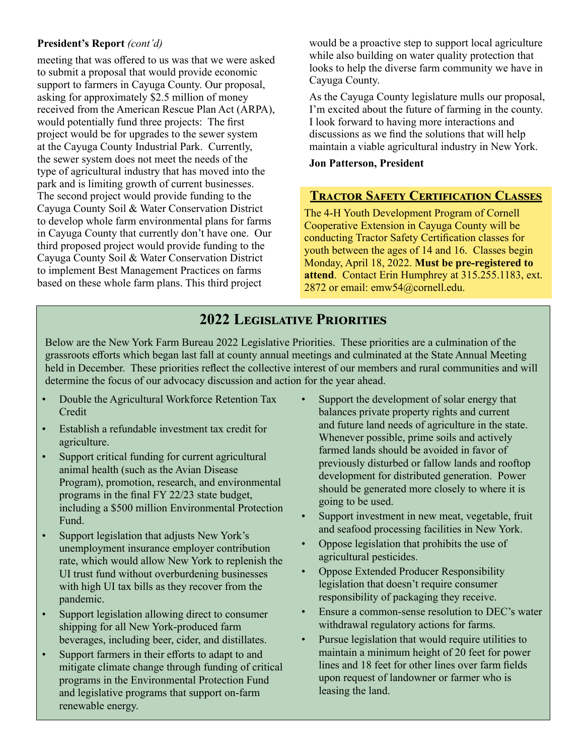**President's Report** *(cont'd)*

meeting that was offered to us was that we were asked to submit a proposal that would provide economic support to farmers in Cayuga County. Our proposal, asking for approximately $2.5 million of money received from the American Rescue Plan Act (ARPA), would potentially fund three projects: The first project would be for upgrades to the sewer system at the Cayuga County Industrial Park. Currently, the sewer system does not meet the needs of the type of agricultural industry that has moved into the park and is limiting growth of current businesses. The second project would provide funding to the Cayuga County Soil & Water Conservation District to develop whole farm environmental plans for farms in Cayuga County that currently don't have one. Our third proposed project would provide funding to the Cayuga County Soil & Water Conservation District to implement Best Management Practices on farms based on these whole farm plans. This third project would be a proactive step to support local agriculture while also building on water quality protection that looks to help the diverse farm community we have in Cayuga County.

As the Cayuga County legislature mulls our proposal, I'm excited about the future of farming in the county. I look forward to having more interactions and discussions as we find the solutions that will help maintain a viable agricultural industry in New York.

**Jon Patterson, President**

## Tractor Safety Certification Classes

The 4-H Youth Development Program of Cornell Cooperative Extension in Cayuga County will be conducting Tractor Safety Certification classes for youth between the ages of 14 and 16. Classes begin Monday, April 18, 2022. **Must be pre-registered to attend**. Contact Erin Humphrey at 315.255.1183, ext. 2872 or email: emw54@cornell.edu.

## 2022 Legislative Priorities

Below are the New York Farm Bureau 2022 Legislative Priorities. These priorities are a culmination of the grassroots efforts which began last fall at county annual meetings and culminated at the State Annual Meeting held in December. These priorities reflect the collective interest of our members and rural communities and will determine the focus of our advocacy discussion and action for the year ahead.

- Double the Agricultural Workforce Retention Tax Credit
- Establish a refundable investment tax credit for agriculture.
- Support critical funding for current agricultural animal health (such as the Avian Disease Program), promotion, research, and environmental programs in the final FY 22/23 state budget, including a $500 million Environmental Protection Fund.
- Support legislation that adjusts New York's unemployment insurance employer contribution rate, which would allow New York to replenish the UI trust fund without overburdening businesses with high UI tax bills as they recover from the pandemic.
- Support legislation allowing direct to consumer shipping for all New York-produced farm beverages, including beer, cider, and distillates.
- Support farmers in their efforts to adapt to and mitigate climate change through funding of critical programs in the Environmental Protection Fund and legislative programs that support on-farm renewable energy.
- Support the development of solar energy that balances private property rights and current and future land needs of agriculture in the state. Whenever possible, prime soils and actively farmed lands should be avoided in favor of previously disturbed or fallow lands and rooftop development for distributed generation. Power should be generated more closely to where it is going to be used.
- Support investment in new meat, vegetable, fruit and seafood processing facilities in New York.
- Oppose legislation that prohibits the use of agricultural pesticides.
- Oppose Extended Producer Responsibility legislation that doesn't require consumer responsibility of packaging they receive.
- Ensure a common-sense resolution to DEC's water withdrawal regulatory actions for farms.
- Pursue legislation that would require utilities to maintain a minimum height of 20 feet for power lines and 18 feet for other lines over farm fields upon request of landowner or farmer who is leasing the land.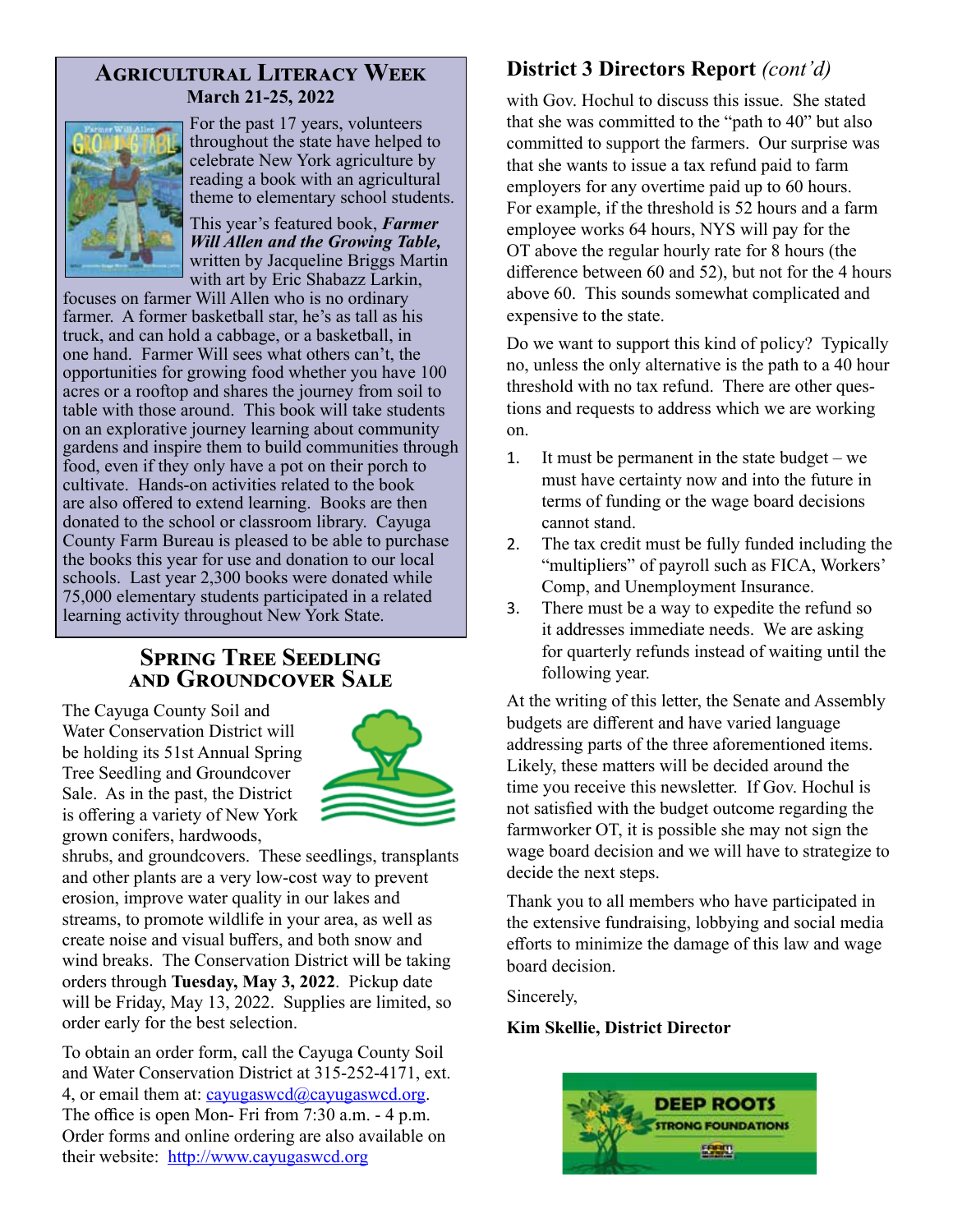## Agricultural Literacy Week

**March 21-25, 2022**

For the past 17 years, volunteers throughout the state have helped to celebrate New York agriculture by reading a book with an agricultural theme to elementary school students.

This year's featured book, ***Farmer Will Allen and the Growing Table,*** written by Jacqueline Briggs Martin with art by Eric Shabazz Larkin, focuses on farmer Will Allen who is no ordinary farmer. A former basketball star, he's as tall as his truck, and can hold a cabbage, or a basketball, in one hand. Farmer Will sees what others can't, the opportunities for growing food whether you have 100 acres or a rooftop and shares the journey from soil to table with those around. This book will take students on an explorative journey learning about community gardens and inspire them to build communities through food, even if they only have a pot on their porch to cultivate. Hands-on activities related to the book are also offered to extend learning. Books are then donated to the school or classroom library. Cayuga County Farm Bureau is pleased to be able to purchase the books this year for use and donation to our local schools. Last year 2,300 books were donated while 75,000 elementary students participated in a related learning activity throughout New York State.

## Spring Tree Seedling and Groundcover Sale

The Cayuga County Soil and Water Conservation District will be holding its 51st Annual Spring Tree Seedling and Groundcover Sale. As in the past, the District is offering a variety of New York grown conifers, hardwoods, shrubs, and groundcovers. These seedlings, transplants and other plants are a very low-cost way to prevent erosion, improve water quality in our lakes and streams, to promote wildlife in your area, as well as create noise and visual buffers, and both snow and wind breaks. The Conservation District will be taking orders through **Tuesday, May 3, 2022**. Pickup date will be Friday, May 13, 2022. Supplies are limited, so order early for the best selection.

To obtain an order form, call the Cayuga County Soil and Water Conservation District at 315-252-4171, ext. 4, or email them at: cayugaswcd@cayugaswcd.org. The office is open Mon- Fri from 7:30 a.m. - 4 p.m. Order forms and online ordering are also available on their website: http://www.cayugaswcd.org

## District 3 Directors Report *(cont'd)*

with Gov. Hochul to discuss this issue. She stated that she was committed to the "path to 40" but also committed to support the farmers. Our surprise was that she wants to issue a tax refund paid to farm employers for any overtime paid up to 60 hours. For example, if the threshold is 52 hours and a farm employee works 64 hours, NYS will pay for the OT above the regular hourly rate for 8 hours (the difference between 60 and 52), but not for the 4 hours above 60. This sounds somewhat complicated and expensive to the state.

Do we want to support this kind of policy? Typically no, unless the only alternative is the path to a 40 hour threshold with no tax refund. There are other questions and requests to address which we are working on.

1. It must be permanent in the state budget – we must have certainty now and into the future in terms of funding or the wage board decisions cannot stand.
2. The tax credit must be fully funded including the "multipliers" of payroll such as FICA, Workers' Comp, and Unemployment Insurance.
3. There must be a way to expedite the refund so it addresses immediate needs. We are asking for quarterly refunds instead of waiting until the following year.

At the writing of this letter, the Senate and Assembly budgets are different and have varied language addressing parts of the three aforementioned items. Likely, these matters will be decided around the time you receive this newsletter. If Gov. Hochul is not satisfied with the budget outcome regarding the farmworker OT, it is possible she may not sign the wage board decision and we will have to strategize to decide the next steps.

Thank you to all members who have participated in the extensive fundraising, lobbying and social media efforts to minimize the damage of this law and wage board decision.

Sincerely,

**Kim Skellie, District Director**

DEEP ROOTS
STRONG FOUNDATIONS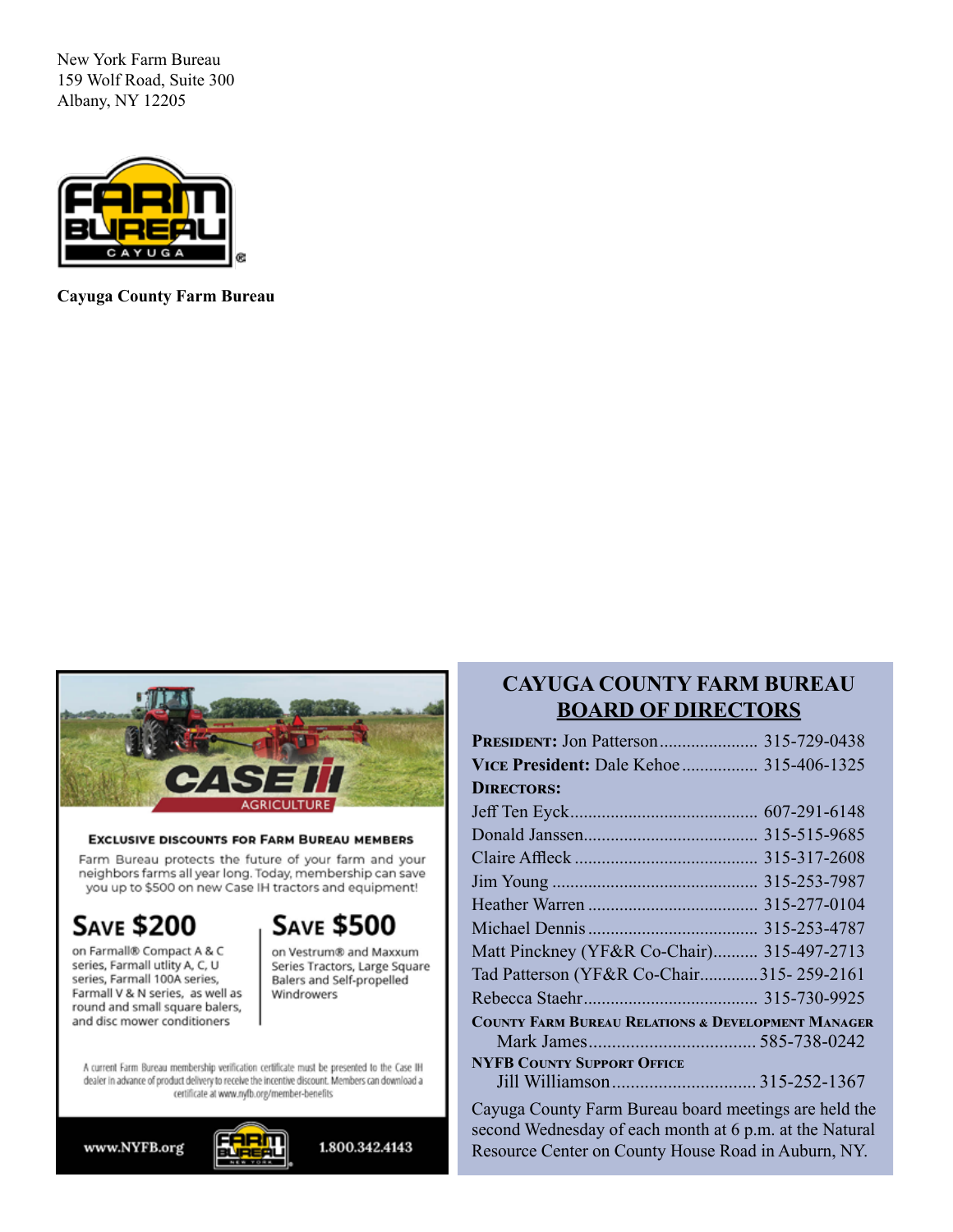New York Farm Bureau
159 Wolf Road, Suite 300
Albany, NY 12205

**Cayuga County Farm Bureau**

CASE IH AGRICULTURE

**EXCLUSIVE DISCOUNTS FOR FARM BUREAU MEMBERS**

Farm Bureau protects the future of your farm and your neighbors farms all year long. Today, membership can save you up to $500 on new Case IH tractors and equipment!

**SAVE $200**

on Farmall® Compact A & C series, Farmall utlity A, C, U series, Farmall 100A series, Farmall V & N series, as well as round and small square balers, and disc mower conditioners

**SAVE $500**

on Vestrum® and Maxxum Series Tractors, Large Square Balers and Self-propelled Windrowers

A current Farm Bureau membership verification certificate must be presented to the Case IH dealer in advance of product delivery to receive the incentive discount. Members can download a certificate at www.nyfb.org/member-benefits

www.NYFB.org 1.800.342.4143

## CAYUGA COUNTY FARM BUREAU BOARD OF DIRECTORS

**PRESIDENT:** Jon Patterson ...................... 315-729-0438

**VICE PRESIDENT:** Dale Kehoe ................. 315-406-1325

**DIRECTORS:**

Jeff Ten Eyck.......................................... 607-291-6148
Donald Janssen....................................... 315-515-9685
Claire Affleck ......................................... 315-317-2608
Jim Young ............................................. 315-253-7987
Heather Warren ..................................... 315-277-0104
Michael Dennis ...................................... 315-253-4787
Matt Pinckney (YF&R Co-Chair).......... 315-497-2713
Tad Patterson (YF&R Co-Chair.............315- 259-2161
Rebecca Staehr....................................... 315-730-9925

**COUNTY FARM BUREAU RELATIONS & DEVELOPMENT MANAGER**

Mark James.................................... 585-738-0242

**NYFB COUNTY SUPPORT OFFICE**

Jill Williamson............................... 315-252-1367

Cayuga County Farm Bureau board meetings are held the second Wednesday of each month at 6 p.m. at the Natural Resource Center on County House Road in Auburn, NY.